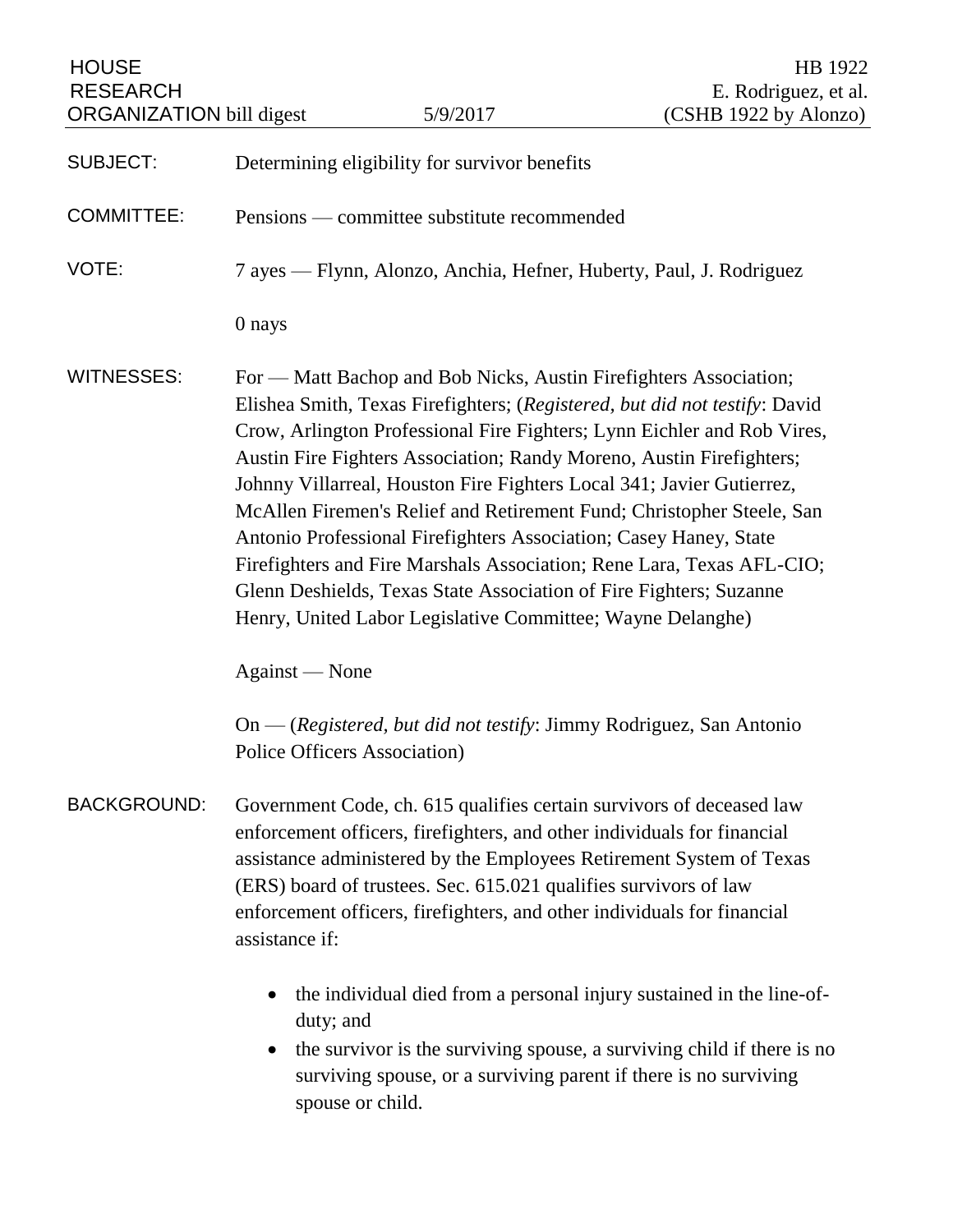HOUSE RESEARCH ORGANIZATION bill digest — 5/9/2017

HB 1922
E. Rodriguez, et al.
(CSHB 1922 by Alonzo)

**SUBJECT:** Determining eligibility for survivor benefits

**COMMITTEE:** Pensions — committee substitute recommended

**VOTE:** 7 ayes — Flynn, Alonzo, Anchia, Hefner, Huberty, Paul, J. Rodriguez

0 nays

**WITNESSES:** For — Matt Bachop and Bob Nicks, Austin Firefighters Association; Elishea Smith, Texas Firefighters; (*Registered, but did not testify*: David Crow, Arlington Professional Fire Fighters; Lynn Eichler and Rob Vires, Austin Fire Fighters Association; Randy Moreno, Austin Firefighters; Johnny Villarreal, Houston Fire Fighters Local 341; Javier Gutierrez, McAllen Firemen's Relief and Retirement Fund; Christopher Steele, San Antonio Professional Firefighters Association; Casey Haney, State Firefighters and Fire Marshals Association; Rene Lara, Texas AFL-CIO; Glenn Deshields, Texas State Association of Fire Fighters; Suzanne Henry, United Labor Legislative Committee; Wayne Delanghe)

Against — None

On — (*Registered, but did not testify*: Jimmy Rodriguez, San Antonio Police Officers Association)

**BACKGROUND:** Government Code, ch. 615 qualifies certain survivors of deceased law enforcement officers, firefighters, and other individuals for financial assistance administered by the Employees Retirement System of Texas (ERS) board of trustees. Sec. 615.021 qualifies survivors of law enforcement officers, firefighters, and other individuals for financial assistance if:

- the individual died from a personal injury sustained in the line-of-duty; and
- the survivor is the surviving spouse, a surviving child if there is no surviving spouse, or a surviving parent if there is no surviving spouse or child.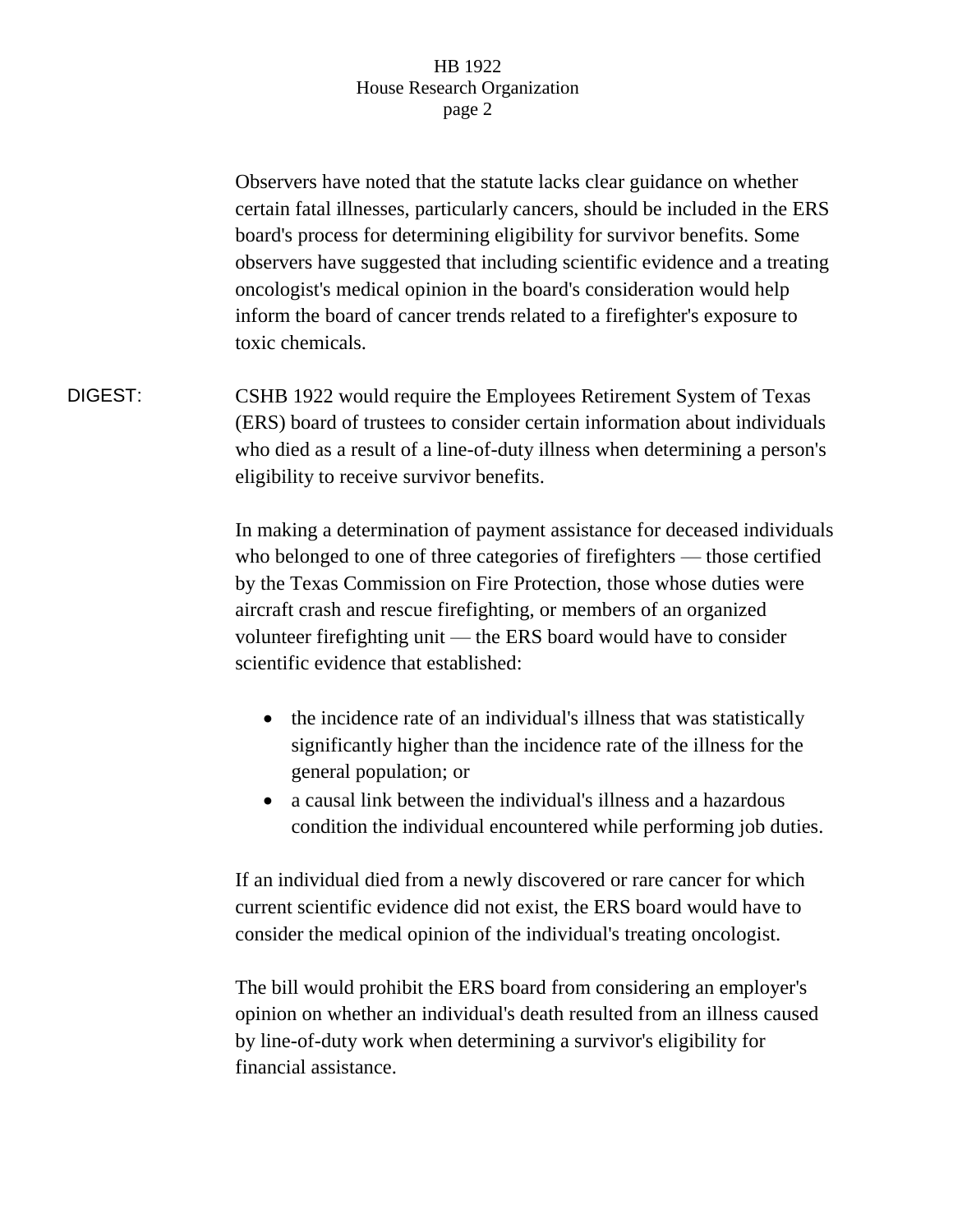Observers have noted that the statute lacks clear guidance on whether certain fatal illnesses, particularly cancers, should be included in the ERS board's process for determining eligibility for survivor benefits. Some observers have suggested that including scientific evidence and a treating oncologist's medical opinion in the board's consideration would help inform the board of cancer trends related to a firefighter's exposure to toxic chemicals.

DIGEST: CSHB 1922 would require the Employees Retirement System of Texas (ERS) board of trustees to consider certain information about individuals who died as a result of a line-of-duty illness when determining a person's eligibility to receive survivor benefits.

In making a determination of payment assistance for deceased individuals who belonged to one of three categories of firefighters — those certified by the Texas Commission on Fire Protection, those whose duties were aircraft crash and rescue firefighting, or members of an organized volunteer firefighting unit — the ERS board would have to consider scientific evidence that established:

- the incidence rate of an individual's illness that was statistically significantly higher than the incidence rate of the illness for the general population; or
- a causal link between the individual's illness and a hazardous condition the individual encountered while performing job duties.

If an individual died from a newly discovered or rare cancer for which current scientific evidence did not exist, the ERS board would have to consider the medical opinion of the individual's treating oncologist.

The bill would prohibit the ERS board from considering an employer's opinion on whether an individual's death resulted from an illness caused by line-of-duty work when determining a survivor's eligibility for financial assistance.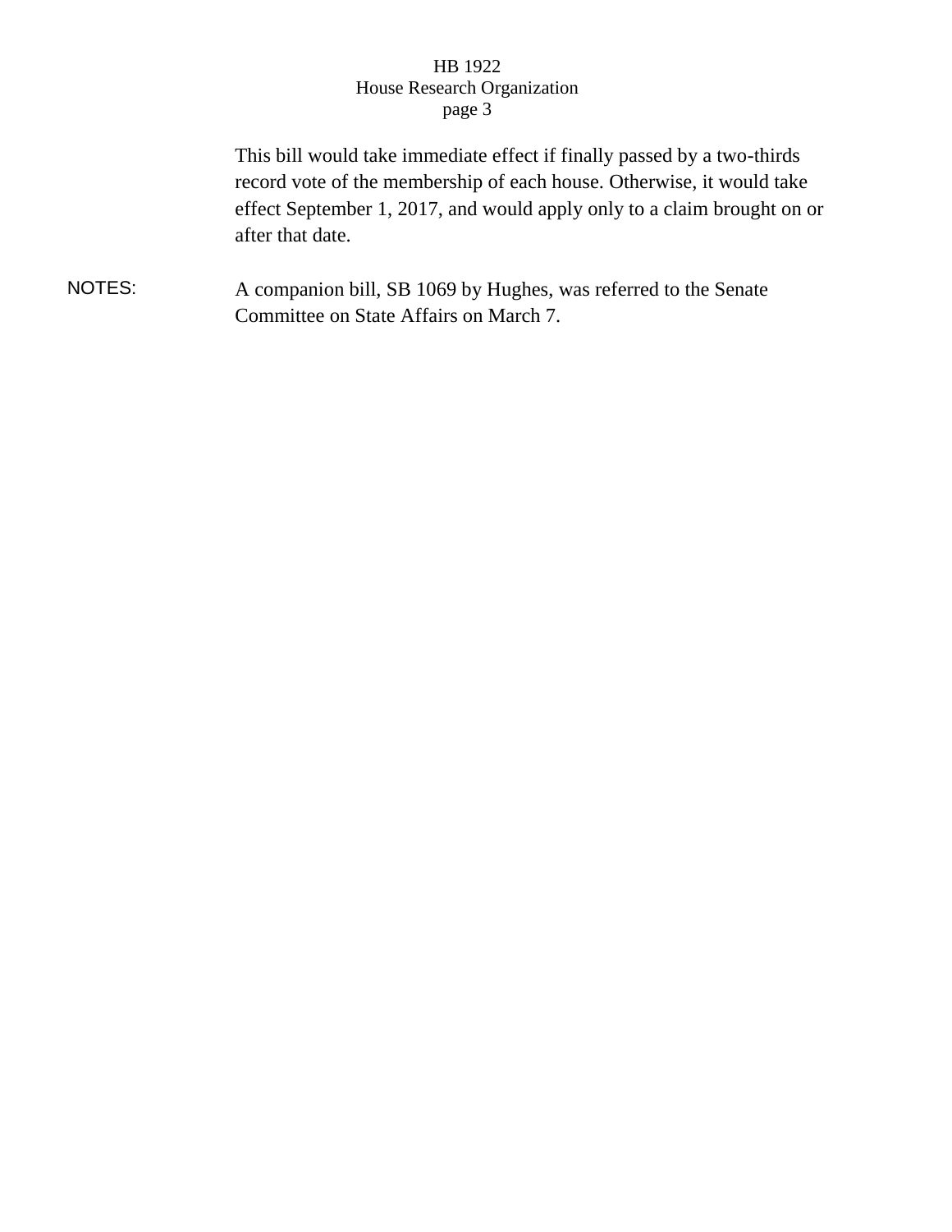This bill would take immediate effect if finally passed by a two-thirds record vote of the membership of each house. Otherwise, it would take effect September 1, 2017, and would apply only to a claim brought on or after that date.

**NOTES:** A companion bill, SB 1069 by Hughes, was referred to the Senate Committee on State Affairs on March 7.